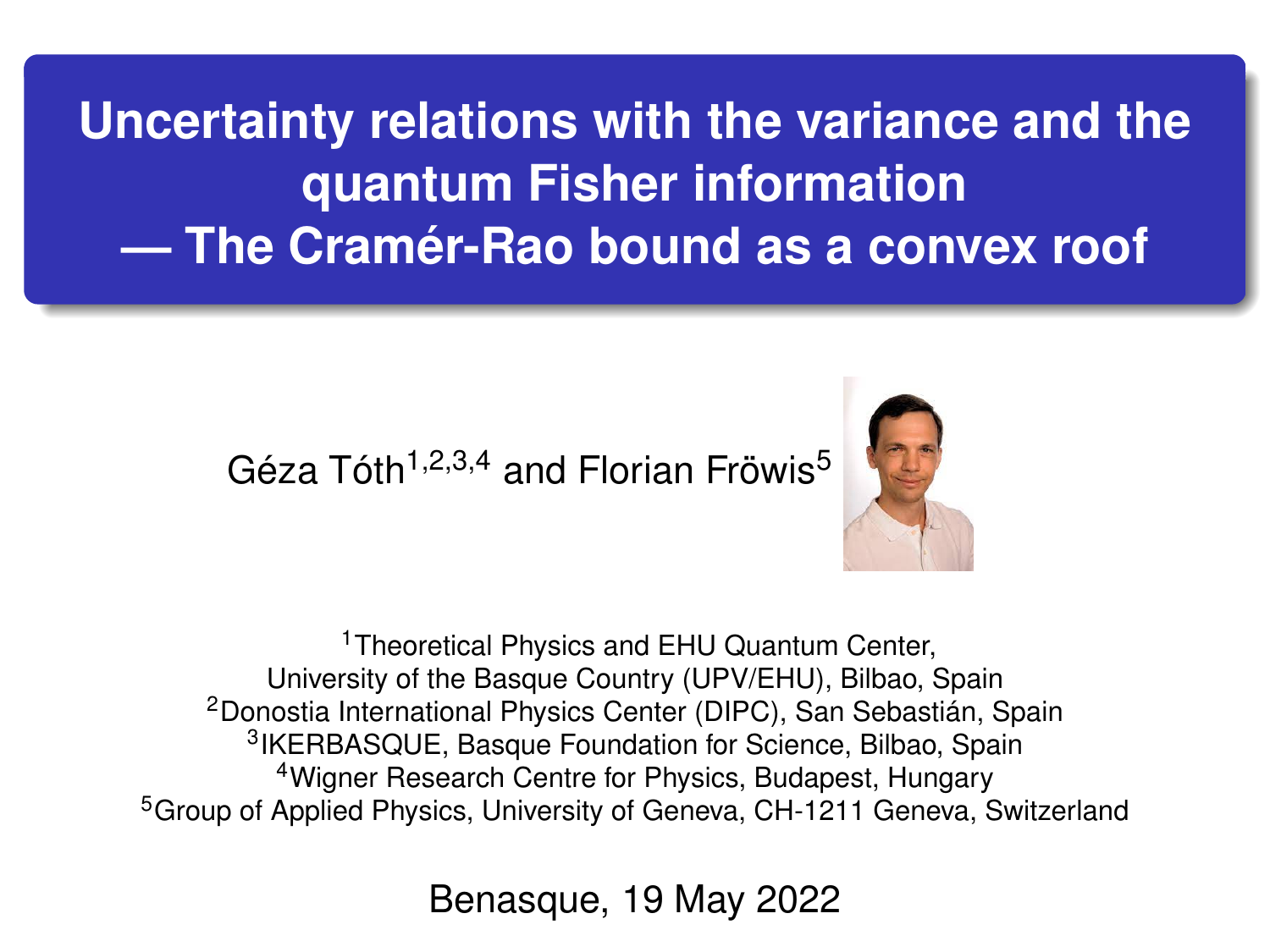# Uncertainty relations with the variance and the quantum Fisher information — The Cramér-Rao bound as a convex roof

Géza Tóth[1,2,3,4] and Florian Fröwis[5]

[1]Theoretical Physics and EHU Quantum Center,
University of the Basque Country (UPV/EHU), Bilbao, Spain
[2]Donostia International Physics Center (DIPC), San Sebastián, Spain
[3]IKERBASQUE, Basque Foundation for Science, Bilbao, Spain
[4]Wigner Research Centre for Physics, Budapest, Hungary
[5]Group of Applied Physics, University of Geneva, CH-1211 Geneva, Switzerland

Benasque, 19 May 2022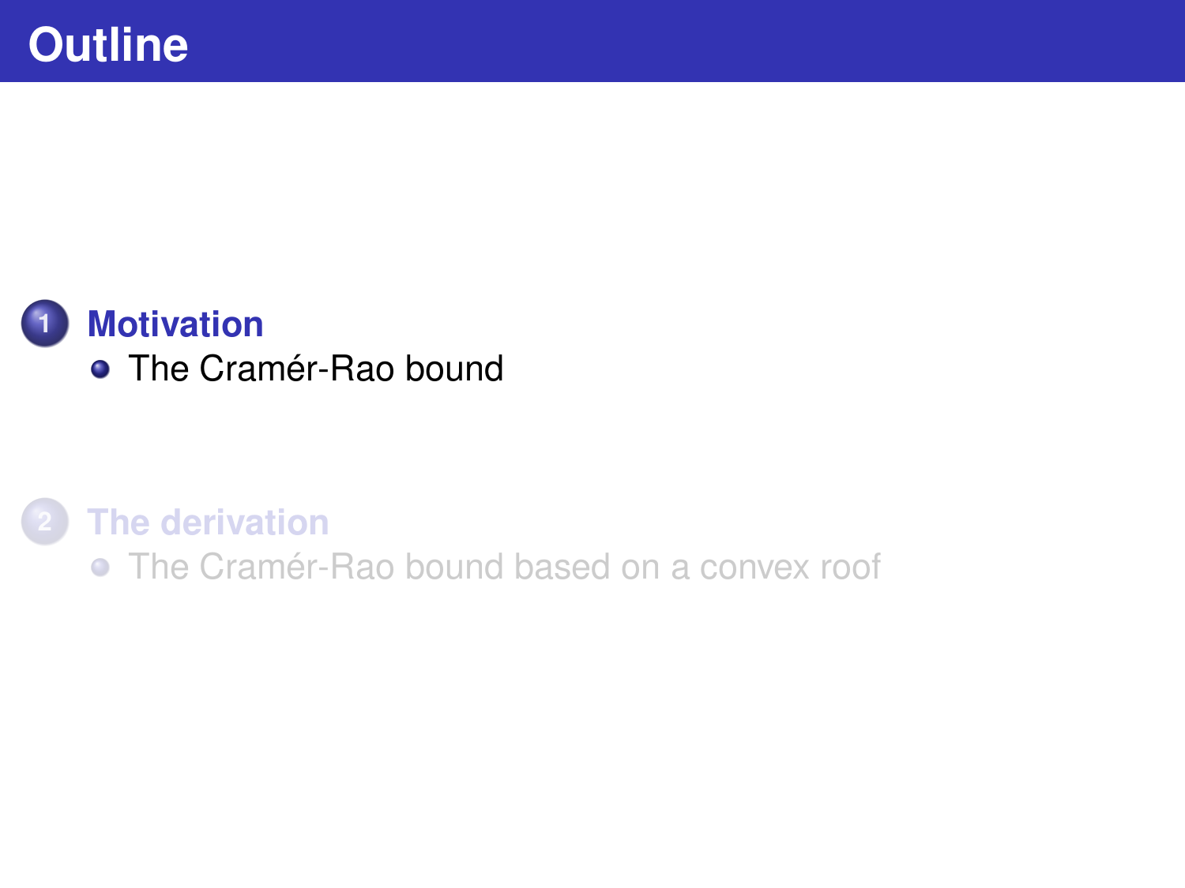# Outline

1. **Motivation**
   - The Cramér-Rao bound

2. **The derivation**
   - The Cramér-Rao bound based on a convex roof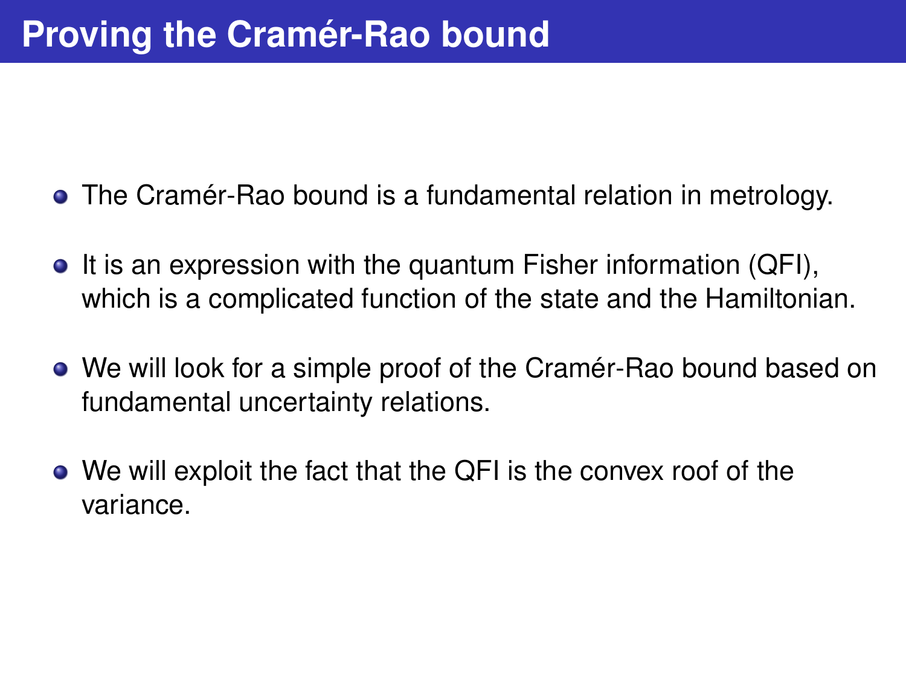# Proving the Cramér-Rao bound

- The Cramér-Rao bound is a fundamental relation in metrology.
- It is an expression with the quantum Fisher information (QFI), which is a complicated function of the state and the Hamiltonian.
- We will look for a simple proof of the Cramér-Rao bound based on fundamental uncertainty relations.
- We will exploit the fact that the QFI is the convex roof of the variance.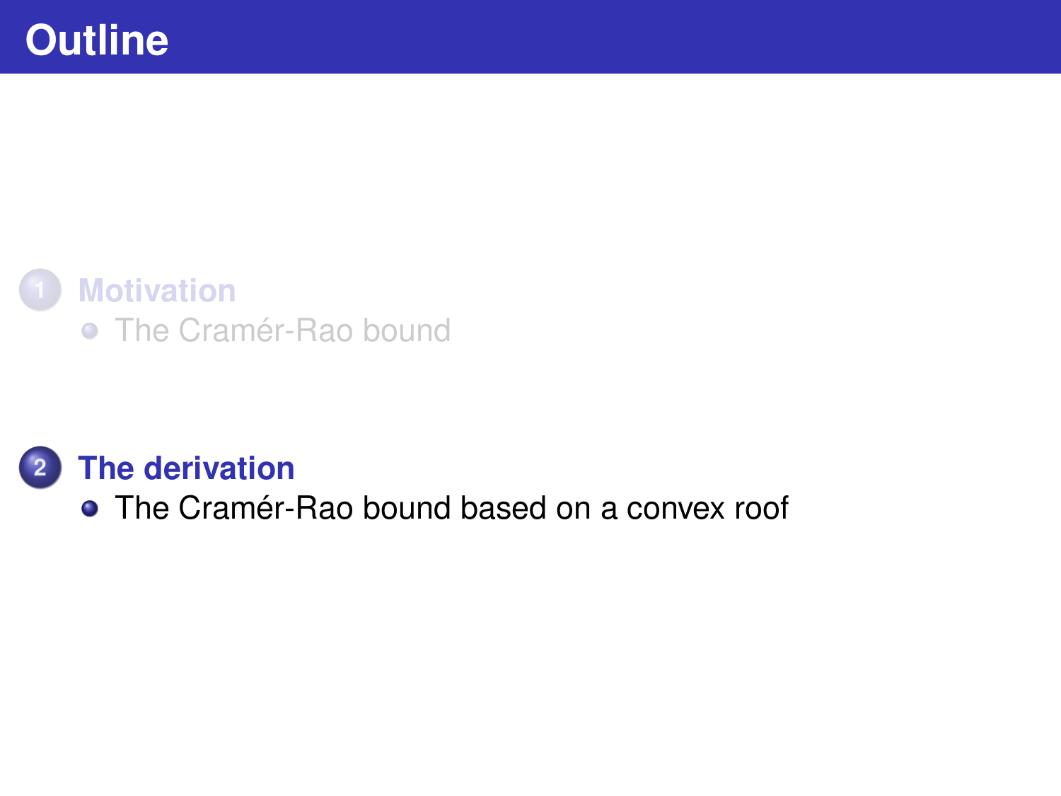# Outline

1. **Motivation**
   - The Cramér-Rao bound

2. **The derivation**
   - The Cramér-Rao bound based on a convex roof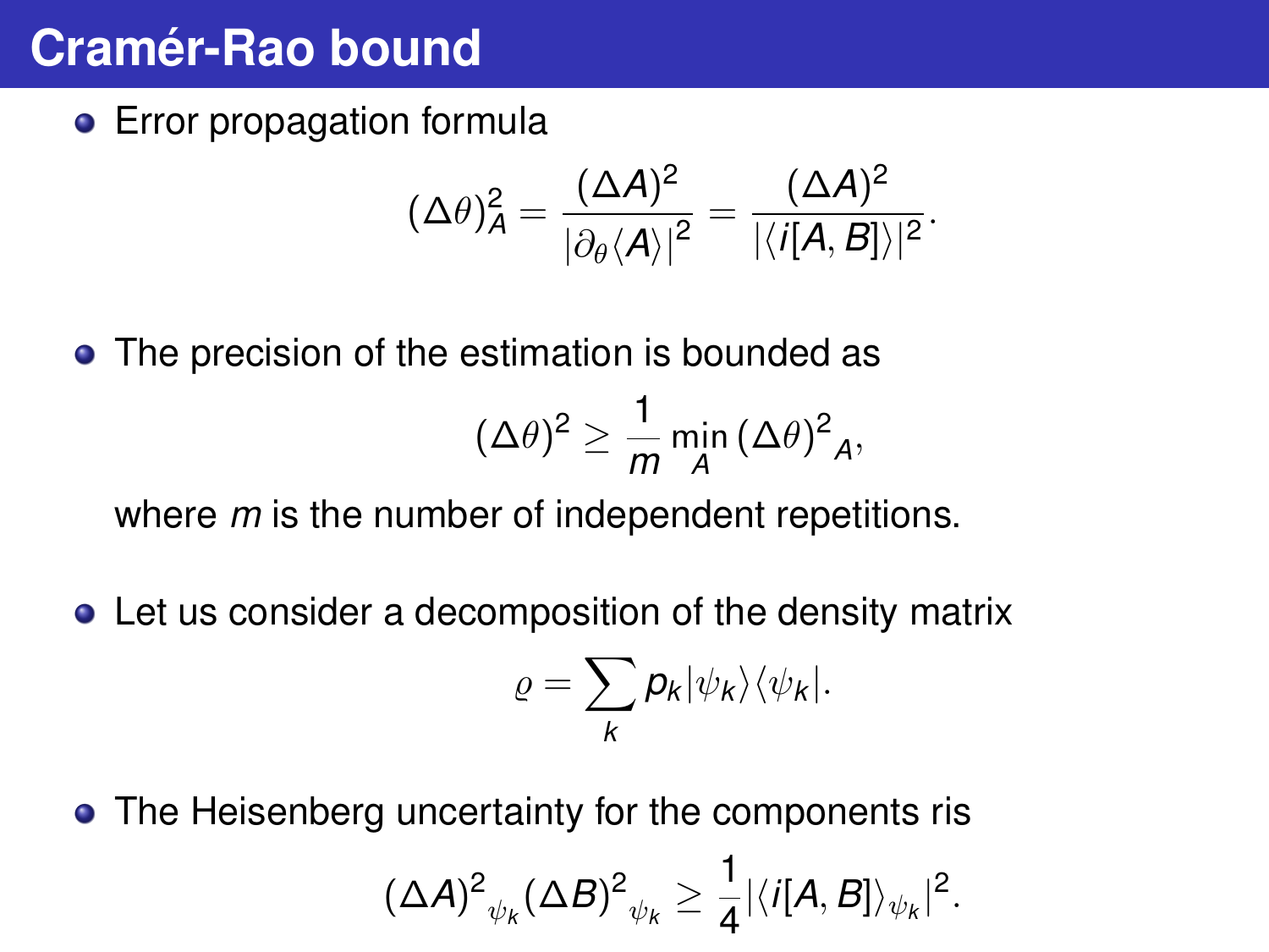# Cramér-Rao bound

- Error propagation formula

$$(\Delta\theta)^2_A = \frac{(\Delta A)^2}{|\partial_\theta \langle A \rangle|^2} = \frac{(\Delta A)^2}{|\langle i[A,B] \rangle|^2}.$$

- The precision of the estimation is bounded as

$$(\Delta\theta)^2 \geq \frac{1}{m} \min_A (\Delta\theta)^2{}_A,$$

  where $m$ is the number of independent repetitions.

- Let us consider a decomposition of the density matrix

$$\varrho = \sum_k p_k |\psi_k\rangle\langle\psi_k|.$$

- The Heisenberg uncertainty for the components ris

$$(\Delta A)^2{}_{\psi_k} (\Delta B)^2{}_{\psi_k} \geq \frac{1}{4} |\langle i[A,B] \rangle_{\psi_k}|^2.$$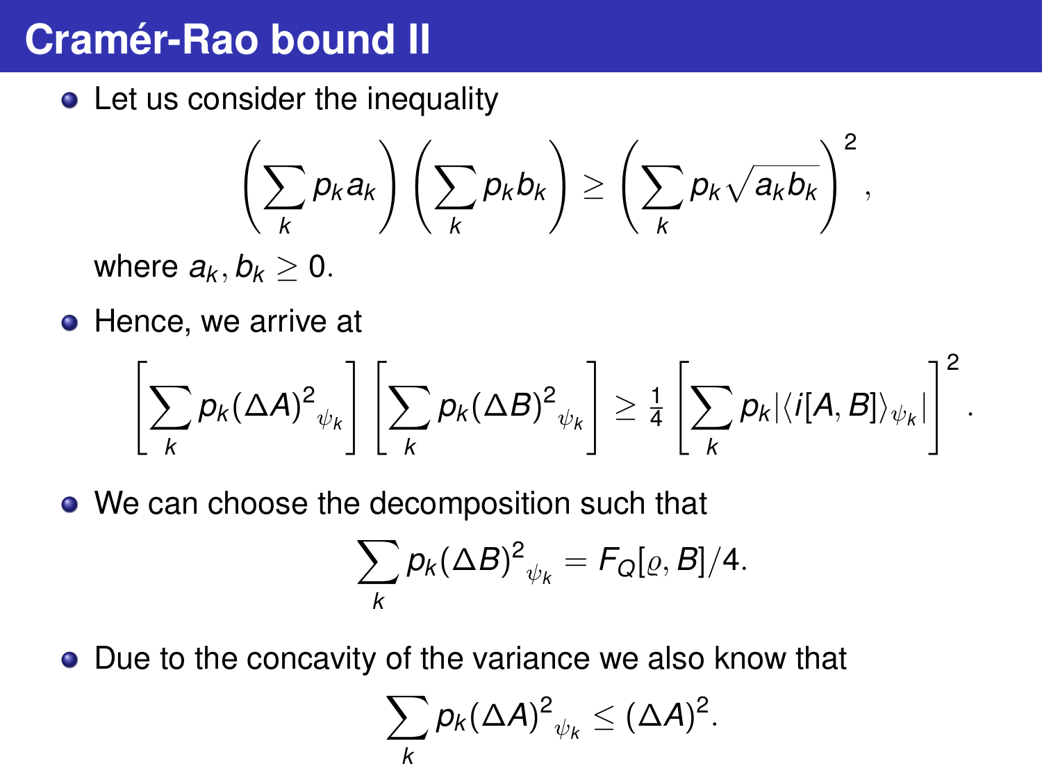# Cramér-Rao bound II

- Let us consider the inequality

$$\left(\sum_k p_k a_k\right)\left(\sum_k p_k b_k\right) \geq \left(\sum_k p_k \sqrt{a_k b_k}\right)^2,$$

where $a_k, b_k \geq 0$.

- Hence, we arrive at

$$\left[\sum_k p_k (\Delta A)^2{}_{\psi_k}\right]\left[\sum_k p_k (\Delta B)^2{}_{\psi_k}\right] \geq \frac{1}{4}\left[\sum_k p_k |\langle i[A,B]\rangle_{\psi_k}|\right]^2.$$

- We can choose the decomposition such that

$$\sum_k p_k (\Delta B)^2{}_{\psi_k} = F_Q[\varrho, B]/4.$$

- Due to the concavity of the variance we also know that

$$\sum_k p_k (\Delta A)^2{}_{\psi_k} \leq (\Delta A)^2.$$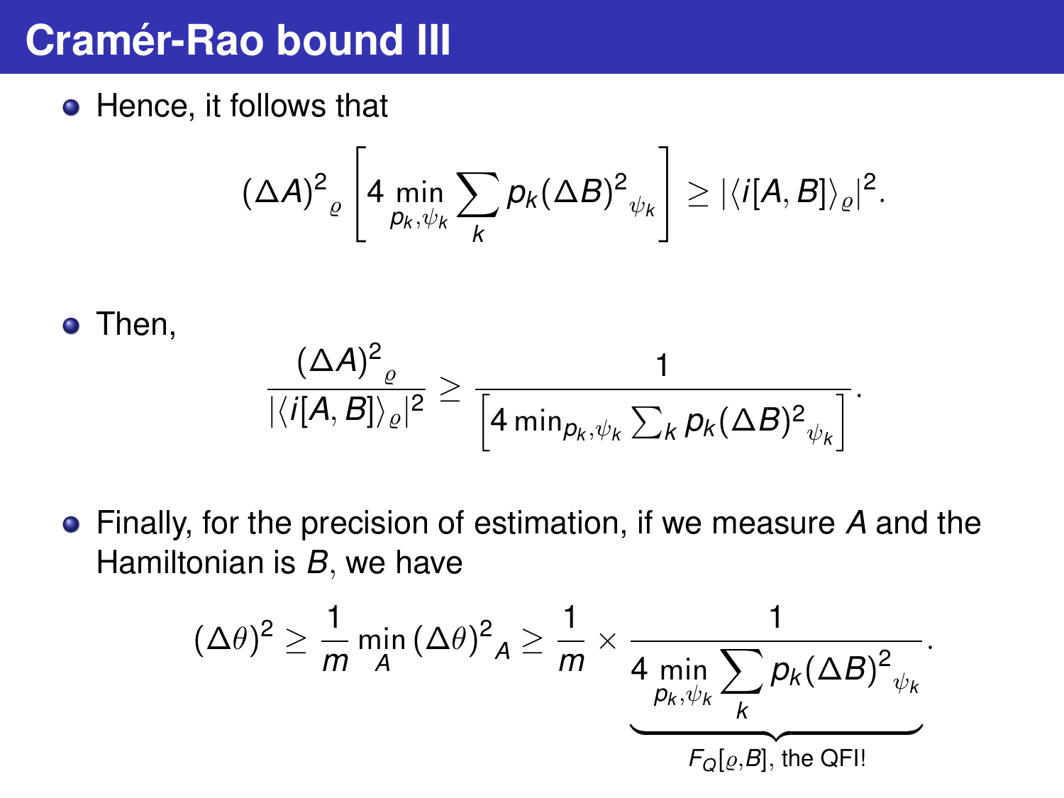# Cramér-Rao bound III

- Hence, it follows that

$$(\Delta A)^2{}_{\varrho}\left[4\min_{p_k,\psi_k}\sum_k p_k(\Delta B)^2{}_{\psi_k}\right] \geq |\langle i[A,B]\rangle_{\varrho}|^2.$$

- Then,

$$\frac{(\Delta A)^2{}_{\varrho}}{|\langle i[A,B]\rangle_{\varrho}|^2} \geq \frac{1}{\left[4\min_{p_k,\psi_k}\sum_k p_k(\Delta B)^2{}_{\psi_k}\right]}.$$

- Finally, for the precision of estimation, if we measure $A$ and the Hamiltonian is $B$, we have

$$(\Delta\theta)^2 \geq \frac{1}{m}\min_A(\Delta\theta)^2{}_A \geq \frac{1}{m}\times\frac{1}{\underbrace{4\min_{p_k,\psi_k}\sum_k p_k(\Delta B)^2{}_{\psi_k}}_{F_Q[\varrho,B],\text{ the QFI!}}}.$$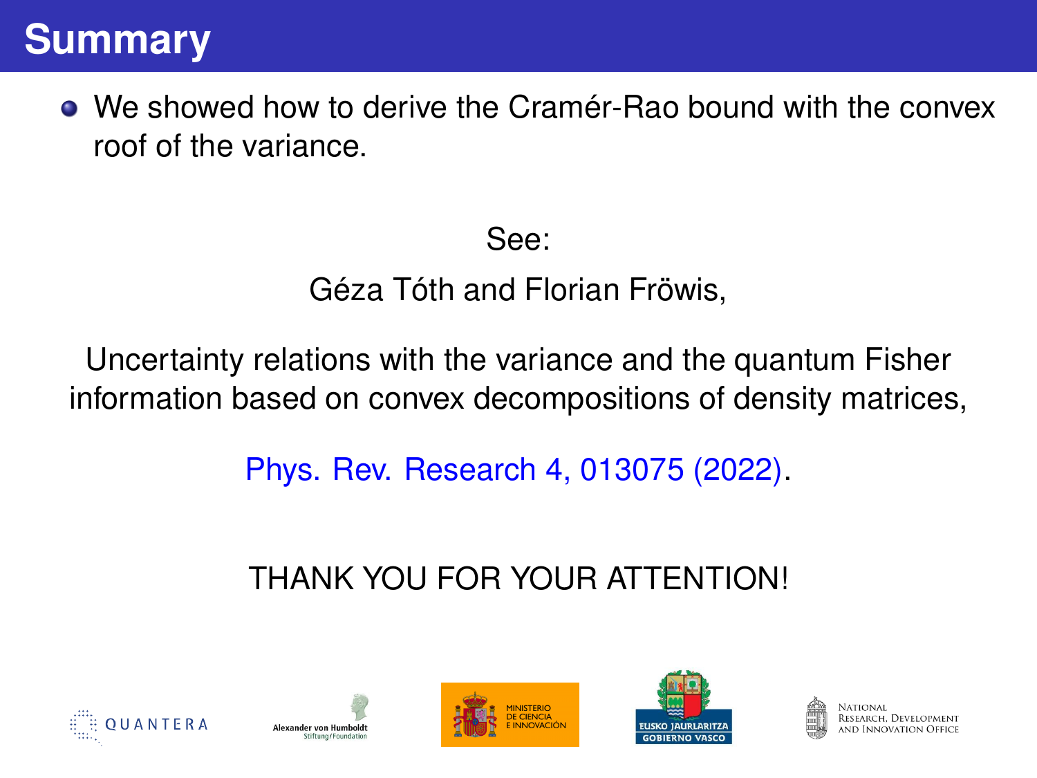# Summary

- We showed how to derive the Cramér-Rao bound with the convex roof of the variance.

See:

Géza Tóth and Florian Fröwis,

Uncertainty relations with the variance and the quantum Fisher information based on convex decompositions of density matrices,

Phys. Rev. Research 4, 013075 (2022).

THANK YOU FOR YOUR ATTENTION!

QUANTERA

Alexander von Humboldt Stiftung/Foundation

MINISTERIO DE CIENCIA E INNOVACIÓN

EUSKO JAURLARITZA GOBIERNO VASCO

NATIONAL RESEARCH, DEVELOPMENT AND INNOVATION OFFICE